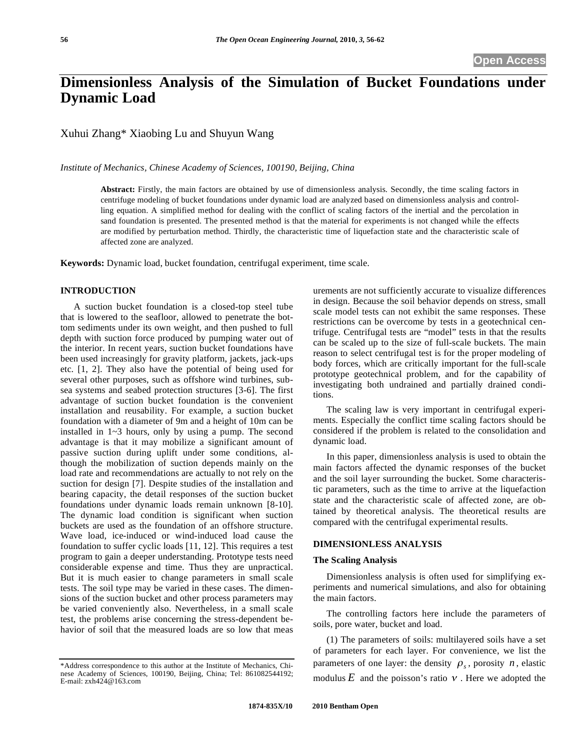Open Access

# Dimensionless Analysis of the Simulation of Bucket Foundations under Dynamic Load

Xuhui Zhang* Xiaobing Lu and Shuyun Wang

*Institute of Mechanics, Chinese Academy of Sciences, 100190, Beijing, China*

**Abstract:** Firstly, the main factors are obtained by use of dimensionless analysis. Secondly, the time scaling factors in centrifuge modeling of bucket foundations under dynamic load are analyzed based on dimensionless analysis and controlling equation. A simplified method for dealing with the conflict of scaling factors of the inertial and the percolation in sand foundation is presented. The presented method is that the material for experiments is not changed while the effects are modified by perturbation method. Thirdly, the characteristic time of liquefaction state and the characteristic scale of affected zone are analyzed.

**Keywords:** Dynamic load, bucket foundation, centrifugal experiment, time scale.

## INTRODUCTION

A suction bucket foundation is a closed-top steel tube that is lowered to the seafloor, allowed to penetrate the bottom sediments under its own weight, and then pushed to full depth with suction force produced by pumping water out of the interior. In recent years, suction bucket foundations have been used increasingly for gravity platform, jackets, jack-ups etc. [1, 2]. They also have the potential of being used for several other purposes, such as offshore wind turbines, subsea systems and seabed protection structures [3-6]. The first advantage of suction bucket foundation is the convenient installation and reusability. For example, a suction bucket foundation with a diameter of 9m and a height of 10m can be installed in 1~3 hours, only by using a pump. The second advantage is that it may mobilize a significant amount of passive suction during uplift under some conditions, although the mobilization of suction depends mainly on the load rate and recommendations are actually to not rely on the suction for design [7]. Despite studies of the installation and bearing capacity, the detail responses of the suction bucket foundations under dynamic loads remain unknown [8-10]. The dynamic load condition is significant when suction buckets are used as the foundation of an offshore structure. Wave load, ice-induced or wind-induced load cause the foundation to suffer cyclic loads [11, 12]. This requires a test program to gain a deeper understanding. Prototype tests need considerable expense and time. Thus they are unpractical. But it is much easier to change parameters in small scale tests. The soil type may be varied in these cases. The dimensions of the suction bucket and other process parameters may be varied conveniently also. Nevertheless, in a small scale test, the problems arise concerning the stress-dependent behavior of soil that the measured loads are so low that measurements are not sufficiently accurate to visualize differences in design. Because the soil behavior depends on stress, small scale model tests can not exhibit the same responses. These restrictions can be overcome by tests in a geotechnical centrifuge. Centrifugal tests are "model" tests in that the results can be scaled up to the size of full-scale buckets. The main reason to select centrifugal test is for the proper modeling of body forces, which are critically important for the full-scale prototype geotechnical problem, and for the capability of investigating both undrained and partially drained conditions.

The scaling law is very important in centrifugal experiments. Especially the conflict time scaling factors should be considered if the problem is related to the consolidation and dynamic load.

In this paper, dimensionless analysis is used to obtain the main factors affected the dynamic responses of the bucket and the soil layer surrounding the bucket. Some characteristic parameters, such as the time to arrive at the liquefaction state and the characteristic scale of affected zone, are obtained by theoretical analysis. The theoretical results are compared with the centrifugal experimental results.

## DIMENSIONLESS ANALYSIS

### The Scaling Analysis

Dimensionless analysis is often used for simplifying experiments and numerical simulations, and also for obtaining the main factors.

The controlling factors here include the parameters of soils, pore water, bucket and load.

(1) The parameters of soils: multilayered soils have a set of parameters for each layer. For convenience, we list the parameters of one layer: the density $\rho_s$, porosity $n$, elastic modulus $E$ and the poisson's ratio $\nu$. Here we adopted the

*Address correspondence to this author at the Institute of Mechanics, Chinese Academy of Sciences, 100190, Beijing, China; Tel: 861082544192; E-mail: zxh424@163.com

1874-835X/10 2010 Bentham Open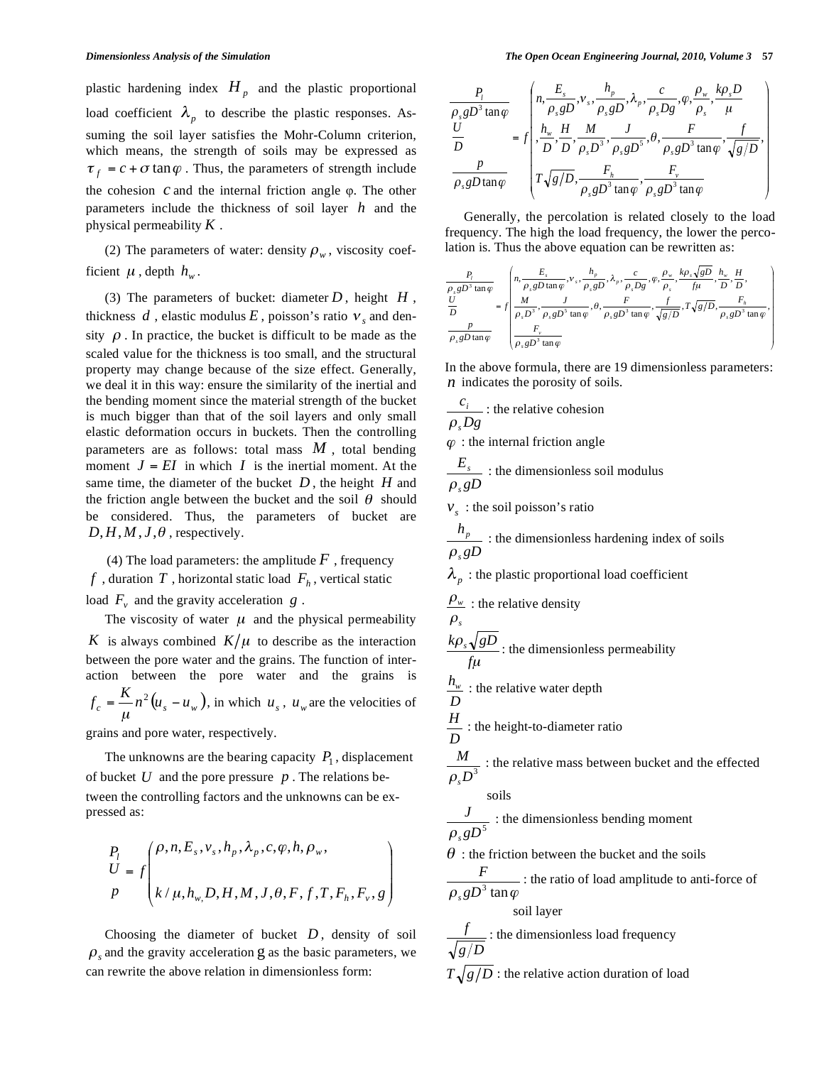plastic hardening index $H_p$ and the plastic proportional load coefficient $\lambda_p$ to describe the plastic responses. Assuming the soil layer satisfies the Mohr-Column criterion, which means, the strength of soils may be expressed as $\tau_f = c + \sigma \tan\varphi$. Thus, the parameters of strength include the cohesion $c$ and the internal friction angle φ. The other parameters include the thickness of soil layer $h$ and the physical permeability $K$.

(2) The parameters of water: density $\rho_w$, viscosity coefficient $\mu$, depth $h_w$.

(3) The parameters of bucket: diameter $D$, height $H$, thickness $d$, elastic modulus $E$, poisson's ratio $v_s$ and density $\rho$. In practice, the bucket is difficult to be made as the scaled value for the thickness is too small, and the structural property may change because of the size effect. Generally, we deal it in this way: ensure the similarity of the inertial and the bending moment since the material strength of the bucket is much bigger than that of the soil layers and only small elastic deformation occurs in buckets. Then the controlling parameters are as follows: total mass $M$, total bending moment $J = EI$ in which $I$ is the inertial moment. At the same time, the diameter of the bucket $D$, the height $H$ and the friction angle between the bucket and the soil $\theta$ should be considered. Thus, the parameters of bucket are $D, H, M, J, \theta$, respectively.

(4) The load parameters: the amplitude $F$, frequency $f$, duration $T$, horizontal static load $F_h$, vertical static load $F_v$ and the gravity acceleration $g$.

The viscosity of water $\mu$ and the physical permeability $K$ is always combined $K/\mu$ to describe as the interaction between the pore water and the grains. The function of interaction between the pore water and the grains is $f_c = \frac{K}{\mu} n^2 (u_s - u_w)$, in which $u_s$, $u_w$ are the velocities of grains and pore water, respectively.

The unknowns are the bearing capacity $P_1$, displacement of bucket $U$ and the pore pressure $p$. The relations between the controlling factors and the unknowns can be expressed as:

$$
\begin{matrix} P_l \\ U \\ p \end{matrix} = f \begin{pmatrix} \rho, n, E_s, v_s, h_p, \lambda_p, c, \varphi, h, \rho_w, \\ \\ k/\mu, h_w, D, H, M, J, \theta, F, f, T, F_h, F_v, g \end{pmatrix}
$$

Choosing the diameter of bucket $D$, density of soil $\rho_s$ and the gravity acceleration g as the basic parameters, we can rewrite the above relation in dimensionless form:

$$
\begin{matrix} \dfrac{P_l}{\rho_s g D^3 \tan\varphi} \\ \dfrac{U}{D} \\ \dfrac{p}{\rho_s g D \tan\varphi} \end{matrix} = f \begin{pmatrix} n, \dfrac{E_s}{\rho_s g D}, v_s, \dfrac{h_p}{\rho_s g D}, \lambda_p, \dfrac{c}{\rho_s D g}, \varphi, \dfrac{\rho_w}{\rho_s}, \dfrac{k \rho_s D}{\mu} \\ , \dfrac{h_w}{D}, \dfrac{H}{D}, \dfrac{M}{\rho_s D^3}, \dfrac{J}{\rho_s g D^5}, \theta, \dfrac{F}{\rho_s g D^3 \tan\varphi}, \dfrac{f}{\sqrt{g/D}}, \\ T\sqrt{g/D}, \dfrac{F_h}{\rho_s g D^3 \tan\varphi}, \dfrac{F_v}{\rho_s g D^3 \tan\varphi} \end{pmatrix}
$$

Generally, the percolation is related closely to the load frequency. The high the load frequency, the lower the percolation is. Thus the above equation can be rewritten as:

$$
\begin{matrix} \dfrac{P_l}{\rho_s g D^3 \tan\varphi} \\ \dfrac{U}{D} \\ \dfrac{p}{\rho_s g D \tan\varphi} \end{matrix} = f \begin{pmatrix} n, \dfrac{E_s}{\rho_s g D \tan\varphi}, v_s, \dfrac{h_p}{\rho_s g D}, \lambda_p, \dfrac{c}{\rho_s D g}, \varphi, \dfrac{\rho_w}{\rho_s}, \dfrac{k \rho_s \sqrt{gD}}{f\mu}, \dfrac{h_w}{D}, \dfrac{H}{D}, \\ \dfrac{M}{\rho_s D^3}, \dfrac{J}{\rho_s g D^5 \tan\varphi}, \theta, \dfrac{F}{\rho_s g D^3 \tan\varphi}, \dfrac{f}{\sqrt{g/D}}, T\sqrt{g/D}, \dfrac{F_h}{\rho_s g D^3 \tan\varphi}, \\ \dfrac{F_v}{\rho_s g D^3 \tan\varphi} \end{pmatrix}
$$

In the above formula, there are 19 dimensionless parameters:

$n$ indicates the porosity of soils.

$\dfrac{c_i}{\rho_s D g}$ : the relative cohesion

$\varphi$ : the internal friction angle

$\dfrac{E_s}{\rho_s g D}$ : the dimensionless soil modulus

$v_s$ : the soil poisson's ratio

$\dfrac{h_p}{\rho_s g D}$ : the dimensionless hardening index of soils

$\lambda_p$ : the plastic proportional load coefficient

$\dfrac{\rho_w}{\rho_s}$ : the relative density

$\dfrac{k \rho_s \sqrt{gD}}{f\mu}$ : the dimensionless permeability

$\dfrac{h_w}{D}$ : the relative water depth

$\dfrac{H}{D}$ : the height-to-diameter ratio

$\dfrac{M}{\rho_s D^3}$ : the relative mass between bucket and the effected soils

$\dfrac{J}{\rho_s g D^5}$ : the dimensionless bending moment

$\theta$ : the friction between the bucket and the soils

$\dfrac{F}{\rho_s g D^3 \tan\varphi}$ : the ratio of load amplitude to anti-force of soil layer

$\dfrac{f}{\sqrt{g/D}}$ : the dimensionless load frequency

$T\sqrt{g/D}$ : the relative action duration of load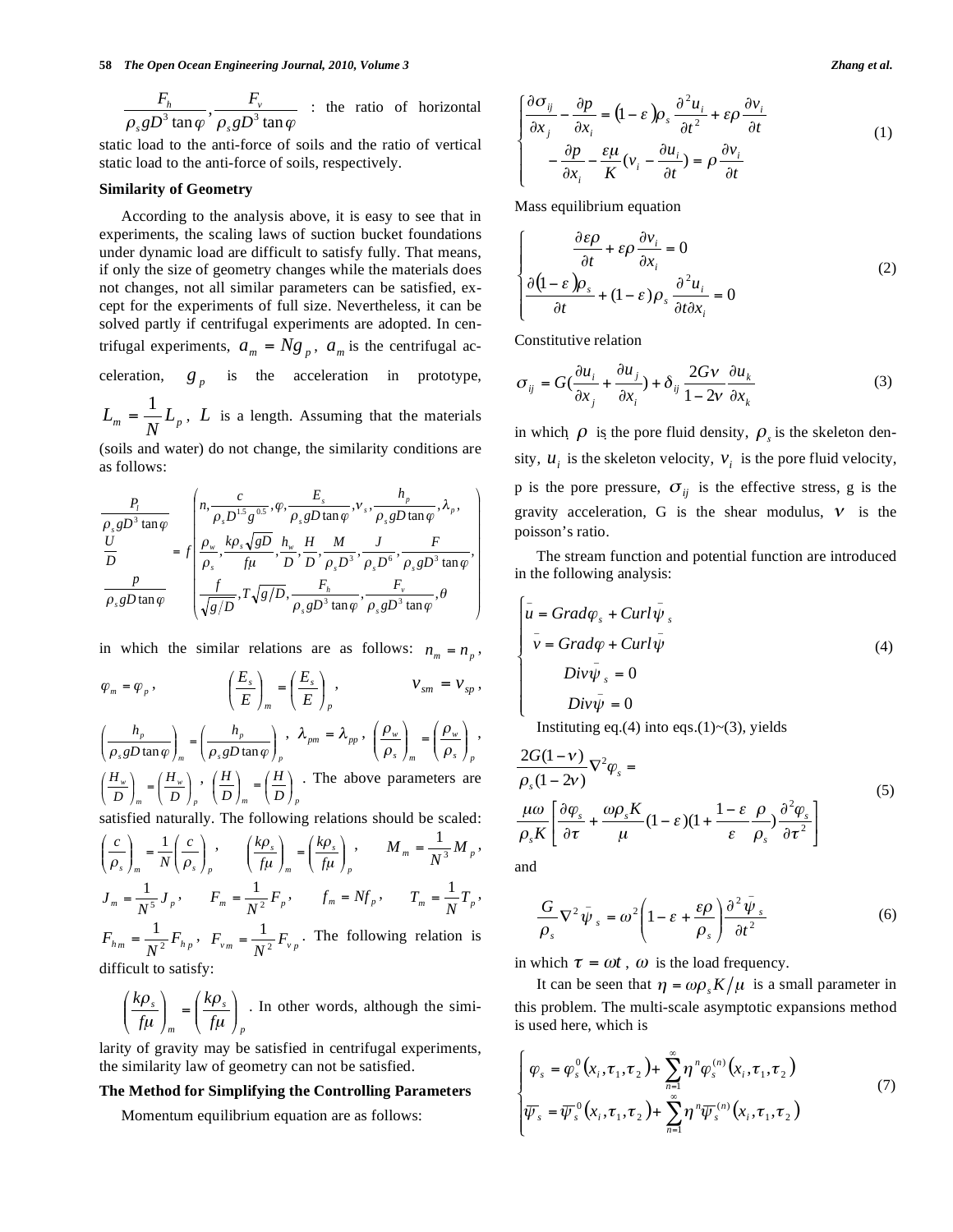$\frac{F_h}{\rho_s g D^3 \tan\varphi}, \frac{F_v}{\rho_s g D^3 \tan\varphi}$ : the ratio of horizontal static load to the anti-force of soils and the ratio of vertical static load to the anti-force of soils, respectively.

### Similarity of Geometry

According to the analysis above, it is easy to see that in experiments, the scaling laws of suction bucket foundations under dynamic load are difficult to satisfy fully. That means, if only the size of geometry changes while the materials does not changes, not all similar parameters can be satisfied, except for the experiments of full size. Nevertheless, it can be solved partly if centrifugal experiments are adopted. In centrifugal experiments, $a_m = Ng_p$, $a_m$ is the centrifugal acceleration, $g_p$ is the acceleration in prototype, $L_m = \frac{1}{N}L_p$, $L$ is a length. Assuming that the materials (soils and water) do not change, the similarity conditions are as follows:

$$
\begin{matrix} \frac{P_l}{\rho_s g D^3 \tan\varphi} \\ \frac{U}{D} \\ \frac{p}{\rho_s g D \tan\varphi} \end{matrix} = f\begin{pmatrix} n, \frac{c}{\rho_s D^{1.5} g^{0.5}}, \varphi, \frac{E_s}{\rho_s g D \tan\varphi}, v_s, \frac{h_p}{\rho_s g D \tan\varphi}, \lambda_p, \\ \frac{\rho_w}{\rho_s}, \frac{k\rho_s\sqrt{gD}}{f\mu}, \frac{h_w}{D}, \frac{H}{D}, \frac{M}{\rho_s D^3}, \frac{J}{\rho_s D^6}, \frac{F}{\rho_s g D^3 \tan\varphi}, \\ \frac{f}{\sqrt{g/D}}, T\sqrt{g/D}, \frac{F_h}{\rho_s g D^3 \tan\varphi}, \frac{F_v}{\rho_s g D^3 \tan\varphi}, \theta \end{pmatrix}
$$

in which the similar relations are as follows: $n_m = n_p$, $\varphi_m = \varphi_p$, $\left(\frac{E_s}{E}\right)_m = \left(\frac{E_s}{E}\right)_p$, $v_{sm} = v_{sp}$, $\left(\frac{h_p}{\rho_s g D \tan\varphi}\right)_m = \left(\frac{h_p}{\rho_s g D \tan\varphi}\right)_p$, $\lambda_{pm} = \lambda_{pp}$, $\left(\frac{\rho_w}{\rho_s}\right)_m = \left(\frac{\rho_w}{\rho_s}\right)_p$, $\left(\frac{H_w}{D}\right)_m = \left(\frac{H_w}{D}\right)_p$, $\left(\frac{H}{D}\right)_m = \left(\frac{H}{D}\right)_p$. The above parameters are satisfied naturally. The following relations should be scaled: $\left(\frac{c}{\rho_s}\right)_m = \frac{1}{N}\left(\frac{c}{\rho_s}\right)_p$, $\left(\frac{k\rho_s}{f\mu}\right)_m = \left(\frac{k\rho_s}{f\mu}\right)_p$, $M_m = \frac{1}{N^3}M_p$, $J_m = \frac{1}{N^5}J_p$, $F_m = \frac{1}{N^2}F_p$, $f_m = Nf_p$, $T_m = \frac{1}{N}T_p$, $F_{hm} = \frac{1}{N^2}F_{hp}$, $F_{vm} = \frac{1}{N^2}F_{vp}$. The following relation is difficult to satisfy:

$\left(\frac{k\rho_s}{f\mu}\right)_m = \left(\frac{k\rho_s}{f\mu}\right)_p$. In other words, although the similarity of gravity may be satisfied in centrifugal experiments, the similarity law of geometry can not be satisfied.

### The Method for Simplifying the Controlling Parameters

Momentum equilibrium equation are as follows:

$$
\begin{cases} \frac{\partial \sigma_{ij}}{\partial x_j} - \frac{\partial p}{\partial x_i} = (1-\varepsilon)\rho_s \frac{\partial^2 u_i}{\partial t^2} + \varepsilon\rho \frac{\partial v_i}{\partial t} \\ -\frac{\partial p}{\partial x_i} - \frac{\varepsilon\mu}{K}\left(v_i - \frac{\partial u_i}{\partial t}\right) = \rho \frac{\partial v_i}{\partial t} \end{cases} \tag{1}
$$

Mass equilibrium equation

$$
\begin{cases} \frac{\partial \varepsilon\rho}{\partial t} + \varepsilon\rho \frac{\partial v_i}{\partial x_i} = 0 \\ \frac{\partial (1-\varepsilon)\rho_s}{\partial t} + (1-\varepsilon)\rho_s \frac{\partial^2 u_i}{\partial t \partial x_i} = 0 \end{cases} \tag{2}
$$

Constitutive relation

$$
\sigma_{ij} = G\left(\frac{\partial u_i}{\partial x_j} + \frac{\partial u_j}{\partial x_i}\right) + \delta_{ij}\frac{2G\nu}{1-2\nu}\frac{\partial u_k}{\partial x_k} \tag{3}
$$

in which $\rho$ is the pore fluid density, $\rho_s$ is the skeleton density, $u_i$ is the skeleton velocity, $v_i$ is the pore fluid velocity, p is the pore pressure, $\sigma_{ij}$ is the effective stress, g is the gravity acceleration, G is the shear modulus, $\nu$ is the poisson's ratio.

The stream function and potential function are introduced in the following analysis:

$$
\begin{cases} \bar{u} = Grad\varphi_s + Curl\bar{\psi}_s \\ \bar{v} = Grad\varphi + Curl\bar{\psi} \\ Div\bar{\psi}_s = 0 \\ Div\bar{\psi} = 0 \end{cases} \tag{4}
$$

Instituting eq.(4) into eqs.(1)~(3), yields

$$
\frac{2G(1-\nu)}{\rho_s(1-2\nu)}\nabla^2\varphi_s = \frac{\mu\omega}{\rho_s K}\left[\frac{\partial \varphi_s}{\partial \tau} + \frac{\omega\rho_s K}{\mu}(1-\varepsilon)\left(1 + \frac{1-\varepsilon}{\varepsilon}\frac{\rho}{\rho_s}\right)\frac{\partial^2 \varphi_s}{\partial \tau^2}\right] \tag{5}
$$

and

$$
\frac{G}{\rho_s}\nabla^2\bar{\psi}_s = \omega^2\left(1-\varepsilon+\frac{\varepsilon\rho}{\rho_s}\right)\frac{\partial^2\bar{\psi}_s}{\partial t^2} \tag{6}
$$

in which $\tau = \omega t$, $\omega$ is the load frequency.

It can be seen that $\eta = \omega\rho_s K/\mu$ is a small parameter in this problem. The multi-scale asymptotic expansions method is used here, which is

$$
\begin{cases} \varphi_s = \varphi_s^0(x_i, \tau_1, \tau_2) + \sum_{n=1}^{\infty}\eta^n\varphi_s^{(n)}(x_i, \tau_1, \tau_2) \\ \overline{\psi}_s = \overline{\psi}_s^0(x_i, \tau_1, \tau_2) + \sum_{n=1}^{\infty}\eta^n\overline{\psi}_s^{(n)}(x_i, \tau_1, \tau_2) \end{cases} \tag{7}
$$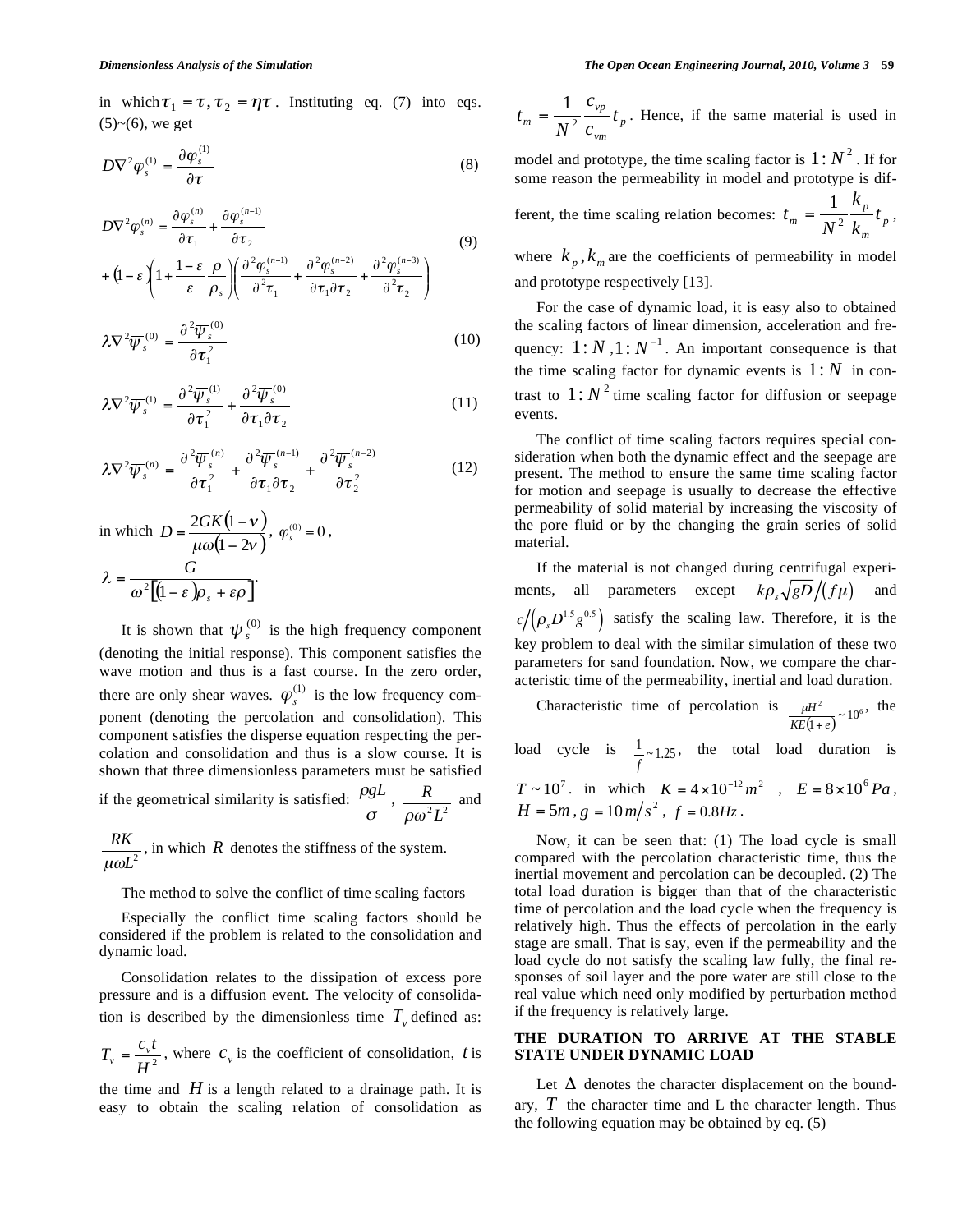in which $\tau_1 = \tau, \tau_2 = \eta\tau$. Instituting eq. (7) into eqs. (5)~(6), we get

$$D\nabla^2 \varphi_s^{(1)} = \frac{\partial \varphi_s^{(1)}}{\partial \tau} \tag{8}$$

$$D\nabla^2 \varphi_s^{(n)} = \frac{\partial \varphi_s^{(n)}}{\partial \tau_1} + \frac{\partial \varphi_s^{(n-1)}}{\partial \tau_2} + (1-\varepsilon)\left(1 + \frac{1-\varepsilon}{\varepsilon}\frac{\rho}{\rho_s}\right)\left(\frac{\partial^2 \varphi_s^{(n-1)}}{\partial^2 \tau_1} + \frac{\partial^2 \varphi_s^{(n-2)}}{\partial \tau_1 \partial \tau_2} + \frac{\partial^2 \varphi_s^{(n-3)}}{\partial^2 \tau_2}\right) \tag{9}$$

$$\lambda \nabla^2 \overline{\psi}_s^{(0)} = \frac{\partial^2 \overline{\psi}_s^{(0)}}{\partial \tau_1^2} \tag{10}$$

$$\lambda \nabla^2 \overline{\psi}_s^{(1)} = \frac{\partial^2 \overline{\psi}_s^{(1)}}{\partial \tau_1^2} + \frac{\partial^2 \overline{\psi}_s^{(0)}}{\partial \tau_1 \partial \tau_2} \tag{11}$$

$$\lambda \nabla^2 \overline{\psi}_s^{(n)} = \frac{\partial^2 \overline{\psi}_s^{(n)}}{\partial \tau_1^2} + \frac{\partial^2 \overline{\psi}_s^{(n-1)}}{\partial \tau_1 \partial \tau_2} + \frac{\partial^2 \overline{\psi}_s^{(n-2)}}{\partial \tau_2^2} \tag{12}$$

in which $D = \dfrac{2GK(1-\nu)}{\mu\omega(1-2\nu)}$, $\varphi_s^{(0)} = 0$,

$\lambda = \dfrac{G}{\omega^2[(1-\varepsilon)\rho_s + \varepsilon\rho]}$.

It is shown that $\psi_s^{(0)}$ is the high frequency component (denoting the initial response). This component satisfies the wave motion and thus is a fast course. In the zero order, there are only shear waves. $\varphi_s^{(1)}$ is the low frequency component (denoting the percolation and consolidation). This component satisfies the disperse equation respecting the percolation and consolidation and thus is a slow course. It is shown that three dimensionless parameters must be satisfied if the geometrical similarity is satisfied: $\dfrac{\rho g L}{\sigma}$, $\dfrac{R}{\rho\omega^2 L^2}$ and $\dfrac{RK}{\mu\omega L^2}$, in which $R$ denotes the stiffness of the system.

The method to solve the conflict of time scaling factors

Especially the conflict time scaling factors should be considered if the problem is related to the consolidation and dynamic load.

Consolidation relates to the dissipation of excess pore pressure and is a diffusion event. The velocity of consolidation is described by the dimensionless time $T_v$ defined as: $T_v = \dfrac{c_v t}{H^2}$, where $c_v$ is the coefficient of consolidation, $t$ is the time and $H$ is a length related to a drainage path. It is easy to obtain the scaling relation of consolidation as $t_m = \dfrac{1}{N^2}\dfrac{c_{vp}}{c_{vm}} t_p$. Hence, if the same material is used in model and prototype, the time scaling factor is $1:N^2$. If for some reason the permeability in model and prototype is different, the time scaling relation becomes: $t_m = \dfrac{1}{N^2}\dfrac{k_p}{k_m} t_p$, where $k_p, k_m$ are the coefficients of permeability in model and prototype respectively [13].

For the case of dynamic load, it is easy also to obtained the scaling factors of linear dimension, acceleration and frequency: $1:N, 1:N^{-1}$. An important consequence is that the time scaling factor for dynamic events is $1:N$ in contrast to $1:N^2$ time scaling factor for diffusion or seepage events.

The conflict of time scaling factors requires special consideration when both the dynamic effect and the seepage are present. The method to ensure the same time scaling factor for motion and seepage is usually to decrease the effective permeability of solid material by increasing the viscosity of the pore fluid or by the changing the grain series of solid material.

If the material is not changed during centrifugal experiments, all parameters except $k\rho_s\sqrt{gD}/(f\mu)$ and $c/(\rho_s D^{1.5} g^{0.5})$ satisfy the scaling law. Therefore, it is the key problem to deal with the similar simulation of these two parameters for sand foundation. Now, we compare the characteristic time of the permeability, inertial and load duration.

Characteristic time of percolation is $\frac{\mu H^2}{KE(1+e)} \sim 10^6$, the load cycle is $\frac{1}{f} \sim 1.25$, the total load duration is $T \sim 10^7$. in which $K = 4\times10^{-12}\,m^2$, $E = 8\times10^6\,Pa$, $H = 5m$, $g = 10\,m/s^2$, $f = 0.8Hz$.

Now, it can be seen that: (1) The load cycle is small compared with the percolation characteristic time, thus the inertial movement and percolation can be decoupled. (2) The total load duration is bigger than that of the characteristic time of percolation and the load cycle when the frequency is relatively high. Thus the effects of percolation in the early stage are small. That is say, even if the permeability and the load cycle do not satisfy the scaling law fully, the final responses of soil layer and the pore water are still close to the real value which need only modified by perturbation method if the frequency is relatively large.

## THE DURATION TO ARRIVE AT THE STABLE STATE UNDER DYNAMIC LOAD

Let $\Delta$ denotes the character displacement on the boundary, $T$ the character time and L the character length. Thus the following equation may be obtained by eq. (5)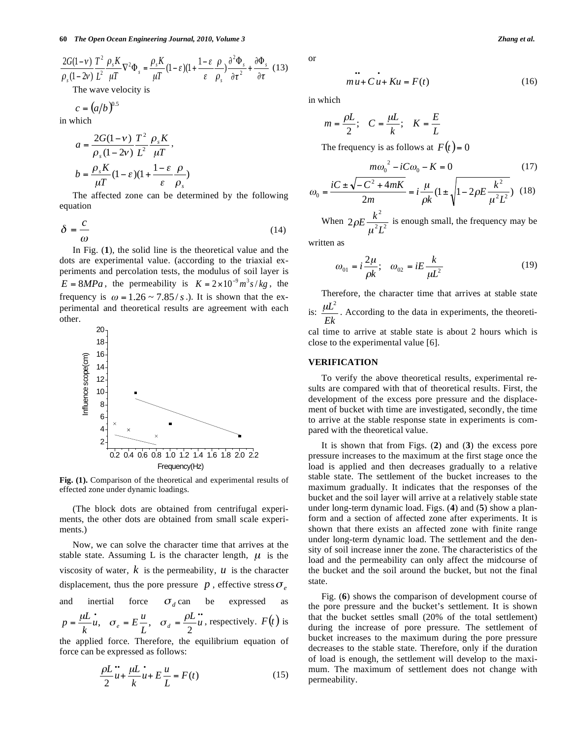$$\frac{2G(1-\nu)}{\rho_s(1-2\nu)}\frac{T^2}{L^2}\frac{\rho_s K}{\mu T}\nabla^2\Phi_s = \frac{\rho_s K}{\mu T}(1-\varepsilon)(1+\frac{1-\varepsilon}{\varepsilon}\frac{\rho}{\rho_s})\frac{\partial^2\Phi_s}{\partial\tau^2}+\frac{\partial\Phi_s}{\partial\tau} \quad (13)$$

The wave velocity is

$$c = (a/b)^{0.5}$$

in which

$$a = \frac{2G(1-\nu)}{\rho_s(1-2\nu)}\frac{T^2}{L^2}\frac{\rho_s K}{\mu T},$$

$$b = \frac{\rho_s K}{\mu T}(1-\varepsilon)(1+\frac{1-\varepsilon}{\varepsilon}\frac{\rho}{\rho_s})$$

The affected zone can be determined by the following equation

$$\delta = \frac{c}{\omega} \quad (14)$$

In Fig. (**1**), the solid line is the theoretical value and the dots are experimental value. (according to the triaxial experiments and percolation tests, the modulus of soil layer is $E = 8MPa$, the permeability is $K = 2\times10^{-9}m^3s/kg$, the frequency is $\omega = 1.26 \sim 7.85/s$.). It is shown that the experimental and theoretical results are agreement with each other.

**Fig. (1).** Comparison of the theoretical and experimental results of effected zone under dynamic loadings.

(The block dots are obtained from centrifugal experiments, the other dots are obtained from small scale experiments.)

Now, we can solve the character time that arrives at the stable state. Assuming L is the character length, $\mu$ is the viscosity of water, $k$ is the permeability, $u$ is the character displacement, thus the pore pressure $p$, effective stress $\sigma_e$ and inertial force $\sigma_d$ can be expressed as $p = \frac{\mu L}{k}\dot{u}, \quad \sigma_e = E\frac{u}{L}, \quad \sigma_d = \frac{\rho L}{2}\ddot{u}$, respectively. $F(t)$ is the applied force. Therefore, the equilibrium equation of force can be expressed as follows:

$$\frac{\rho L}{2}\ddot{u}+\frac{\mu L}{k}\dot{u}+E\frac{u}{L} = F(t) \quad (15)$$

or

$$m\ddot{u}+C\dot{u}+Ku = F(t) \quad (16)$$

in which

$$m = \frac{\rho L}{2}; \quad C = \frac{\mu L}{k}; \quad K = \frac{E}{L}$$

The frequency is as follows at $F(t) = 0$

$$m\omega_0^{\ 2} - iC\omega_0 - K = 0 \quad (17)$$

$$\omega_0 = \frac{iC \pm \sqrt{-C^2+4mK}}{2m} = i\frac{\mu}{\rho k}(1\pm\sqrt{1-2\rho E\frac{k^2}{\mu^2 L^2}}) \quad (18)$$

When $2\rho E\frac{k^2}{\mu^2 L^2}$ is enough small, the frequency may be written as

$$\omega_{01} = i\frac{2\mu}{\rho k}; \quad \omega_{02} = iE\frac{k}{\mu L^2} \quad (19)$$

Therefore, the character time that arrives at stable state is: $\frac{\mu L^2}{Ek}$. According to the data in experiments, the theoretical time to arrive at stable state is about 2 hours which is close to the experimental value [6].

## VERIFICATION

To verify the above theoretical results, experimental results are compared with that of theoretical results. First, the development of the excess pore pressure and the displacement of bucket with time are investigated, secondly, the time to arrive at the stable response state in experiments is compared with the theoretical value.

It is shown that from Figs. (**2**) and (**3**) the excess pore pressure increases to the maximum at the first stage once the load is applied and then decreases gradually to a relative stable state. The settlement of the bucket increases to the maximum gradually. It indicates that the responses of the bucket and the soil layer will arrive at a relatively stable state under long-term dynamic load. Figs. (**4**) and (**5**) show a planform and a section of affected zone after experiments. It is shown that there exists an affected zone with finite range under long-term dynamic load. The settlement and the density of soil increase inner the zone. The characteristics of the load and the permeability can only affect the midcourse of the bucket and the soil around the bucket, but not the final state.

Fig. (**6**) shows the comparison of development course of the pore pressure and the bucket's settlement. It is shown that the bucket settles small (20% of the total settlement) during the increase of pore pressure. The settlement of bucket increases to the maximum during the pore pressure decreases to the stable state. Therefore, only if the duration of load is enough, the settlement will develop to the maximum. The maximum of settlement does not change with permeability.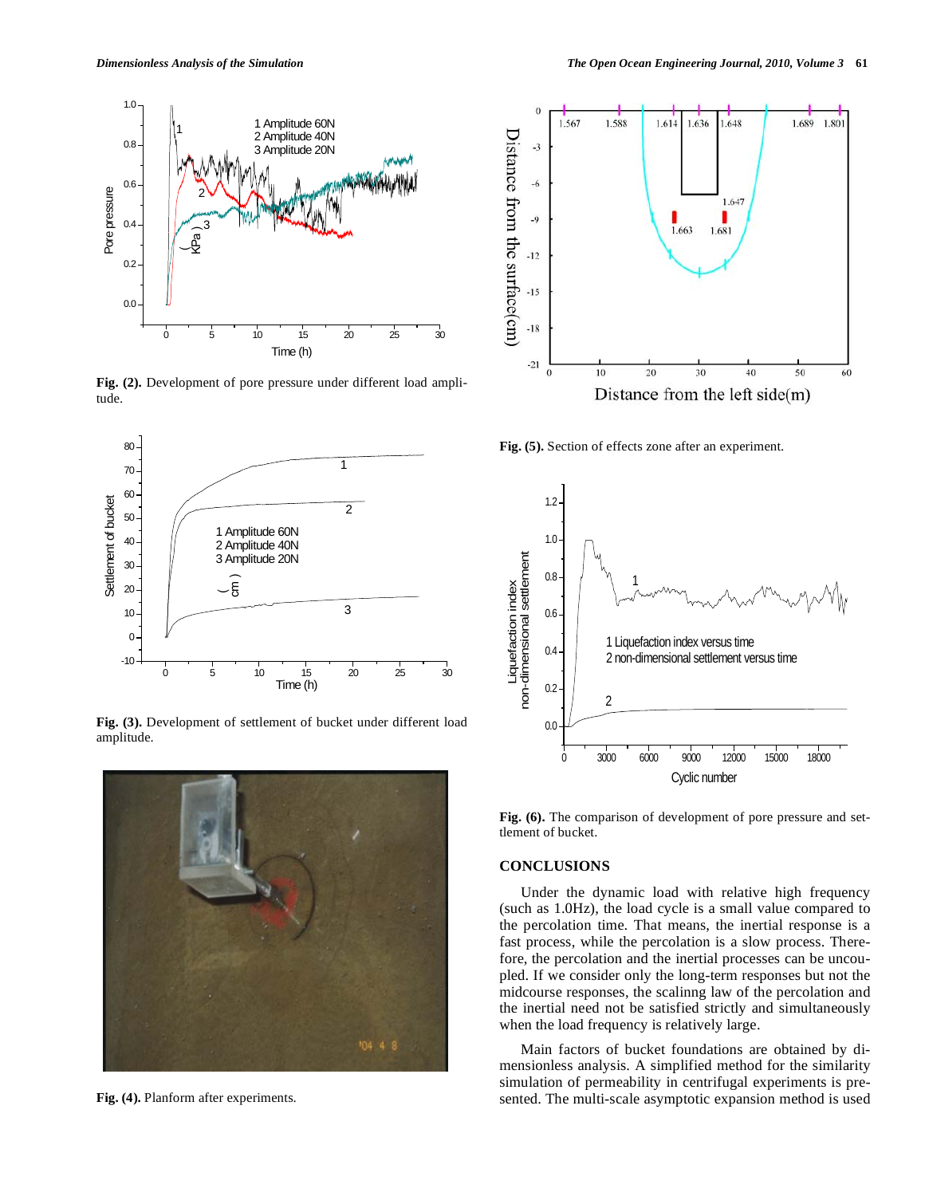Fig. (2). Development of pore pressure under different load amplitude.

Fig. (3). Development of settlement of bucket under different load amplitude.

Fig. (4). Planform after experiments.

Fig. (5). Section of effects zone after an experiment.

Fig. (6). The comparison of development of pore pressure and settlement of bucket.

## CONCLUSIONS

Under the dynamic load with relative high frequency (such as 1.0Hz), the load cycle is a small value compared to the percolation time. That means, the inertial response is a fast process, while the percolation is a slow process. Therefore, the percolation and the inertial processes can be uncoupled. If we consider only the long-term responses but not the midcourse responses, the scalinng law of the percolation and the inertial need not be satisfied strictly and simultaneously when the load frequency is relatively large.

Main factors of bucket foundations are obtained by dimensionless analysis. A simplified method for the similarity simulation of permeability in centrifugal experiments is presented. The multi-scale asymptotic expansion method is used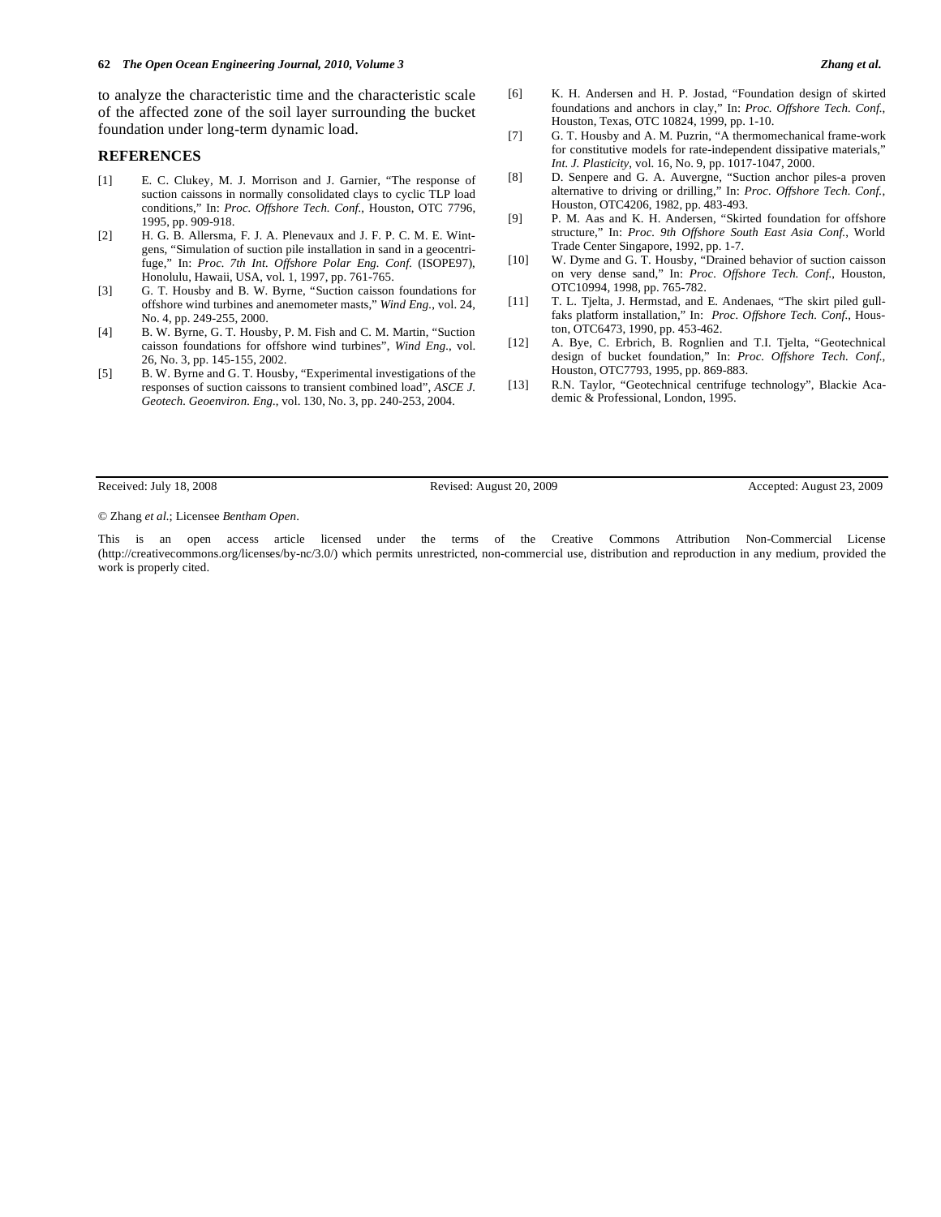to analyze the characteristic time and the characteristic scale of the affected zone of the soil layer surrounding the bucket foundation under long-term dynamic load.

## REFERENCES

[1] E. C. Clukey, M. J. Morrison and J. Garnier, "The response of suction caissons in normally consolidated clays to cyclic TLP load conditions," In: *Proc. Offshore Tech. Conf.*, Houston, OTC 7796, 1995, pp. 909-918.

[2] H. G. B. Allersma, F. J. A. Plenevaux and J. F. P. C. M. E. Wintgens, "Simulation of suction pile installation in sand in a geocentrifuge," In: *Proc. 7th Int. Offshore Polar Eng. Conf.* (ISOPE97), Honolulu, Hawaii, USA, vol. 1, 1997, pp. 761-765.

[3] G. T. Housby and B. W. Byrne, "Suction caisson foundations for offshore wind turbines and anemometer masts," *Wind Eng.*, vol. 24, No. 4, pp. 249-255, 2000.

[4] B. W. Byrne, G. T. Housby, P. M. Fish and C. M. Martin, "Suction caisson foundations for offshore wind turbines", *Wind Eng.*, vol. 26, No. 3, pp. 145-155, 2002.

[5] B. W. Byrne and G. T. Housby, "Experimental investigations of the responses of suction caissons to transient combined load", *ASCE J. Geotech. Geoenviron. Eng.*, vol. 130, No. 3, pp. 240-253, 2004.

[6] K. H. Andersen and H. P. Jostad, "Foundation design of skirted foundations and anchors in clay," In: *Proc. Offshore Tech. Conf.*, Houston, Texas, OTC 10824, 1999, pp. 1-10.

[7] G. T. Housby and A. M. Puzrin, "A thermomechanical frame-work for constitutive models for rate-independent dissipative materials," *Int. J. Plasticity*, vol. 16, No. 9, pp. 1017-1047, 2000.

[8] D. Senpere and G. A. Auvergne, "Suction anchor piles-a proven alternative to driving or drilling," In: *Proc. Offshore Tech. Conf.*, Houston, OTC4206, 1982, pp. 483-493.

[9] P. M. Aas and K. H. Andersen, "Skirted foundation for offshore structure," In: *Proc. 9th Offshore South East Asia Conf.*, World Trade Center Singapore, 1992, pp. 1-7.

[10] W. Dyme and G. T. Housby, "Drained behavior of suction caisson on very dense sand," In: *Proc. Offshore Tech. Conf.*, Houston, OTC10994, 1998, pp. 765-782.

[11] T. L. Tjelta, J. Hermstad, and E. Andenaes, "The skirt piled gullfaks platform installation," In: *Proc. Offshore Tech. Conf.*, Houston, OTC6473, 1990, pp. 453-462.

[12] A. Bye, C. Erbrich, B. Rognlien and T.I. Tjelta, "Geotechnical design of bucket foundation," In: *Proc. Offshore Tech. Conf.*, Houston, OTC7793, 1995, pp. 869-883.

[13] R.N. Taylor, "Geotechnical centrifuge technology", Blackie Academic & Professional, London, 1995.

Received: July 18, 2008 Revised: August 20, 2009 Accepted: August 23, 2009

© Zhang *et al.*; Licensee *Bentham Open*.

This is an open access article licensed under the terms of the Creative Commons Attribution Non-Commercial License (http://creativecommons.org/licenses/by-nc/3.0/) which permits unrestricted, non-commercial use, distribution and reproduction in any medium, provided the work is properly cited.